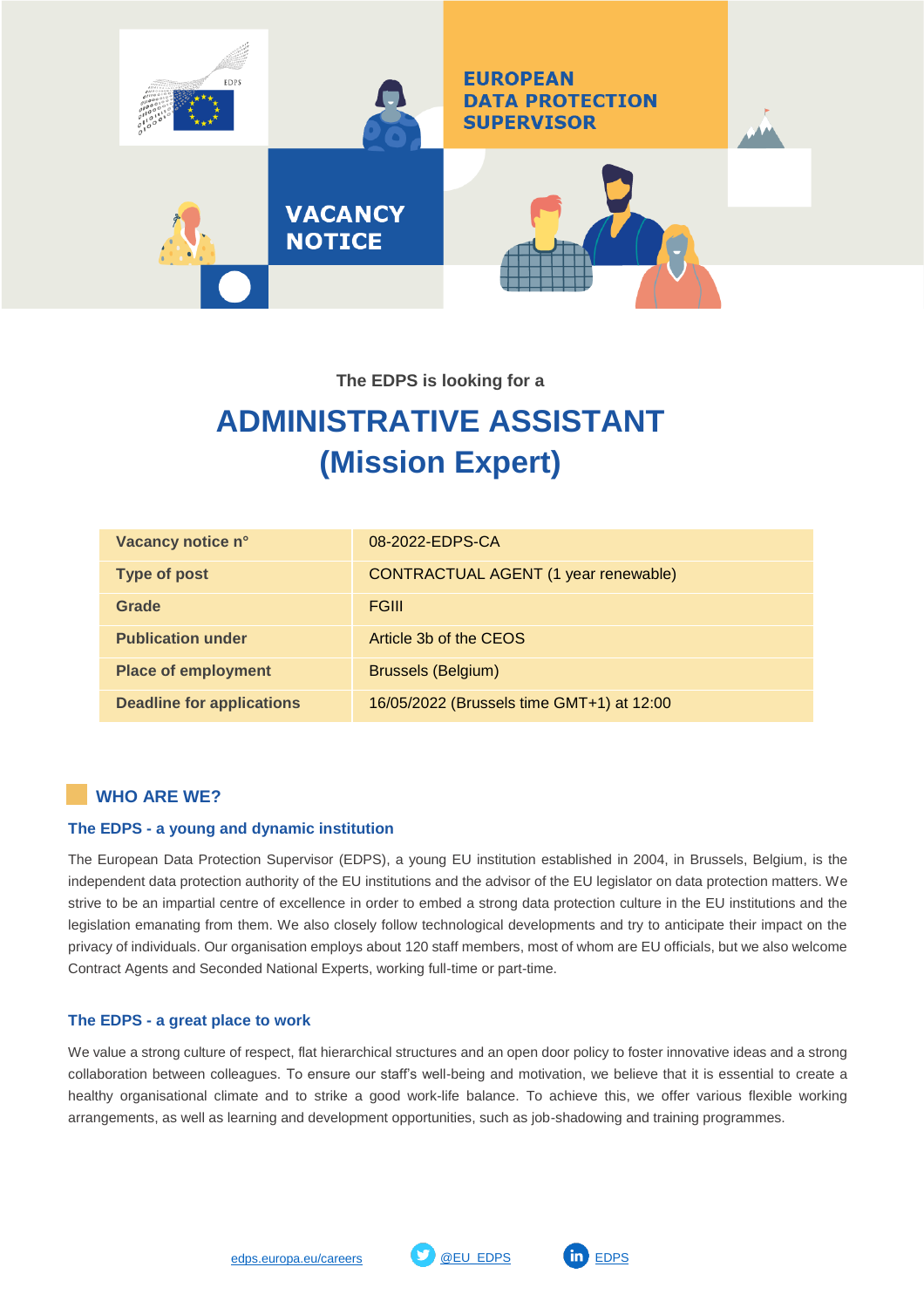EUROPEAN DATA PROTECTION SUPERVISOR

VACANCY NOTICE

The EDPS is looking for a

# ADMINISTRATIVE ASSISTANT (Mission Expert)

| | |
|---|---|
| **Vacancy notice n°** | 08-2022-EDPS-CA |
| **Type of post** | CONTRACTUAL AGENT (1 year renewable) |
| **Grade** | FGIII |
| **Publication under** | Article 3b of the CEOS |
| **Place of employment** | Brussels (Belgium) |
| **Deadline for applications** | 16/05/2022 (Brussels time GMT+1) at 12:00 |

## WHO ARE WE?

### The EDPS - a young and dynamic institution

The European Data Protection Supervisor (EDPS), a young EU institution established in 2004, in Brussels, Belgium, is the independent data protection authority of the EU institutions and the advisor of the EU legislator on data protection matters. We strive to be an impartial centre of excellence in order to embed a strong data protection culture in the EU institutions and the legislation emanating from them. We also closely follow technological developments and try to anticipate their impact on the privacy of individuals. Our organisation employs about 120 staff members, most of whom are EU officials, but we also welcome Contract Agents and Seconded National Experts, working full-time or part-time.

### The EDPS - a great place to work

We value a strong culture of respect, flat hierarchical structures and an open door policy to foster innovative ideas and a strong collaboration between colleagues. To ensure our staff's well-being and motivation, we believe that it is essential to create a healthy organisational climate and to strike a good work-life balance. To achieve this, we offer various flexible working arrangements, as well as learning and development opportunities, such as job-shadowing and training programmes.

edps.europa.eu/careers   @EU_EDPS   EDPS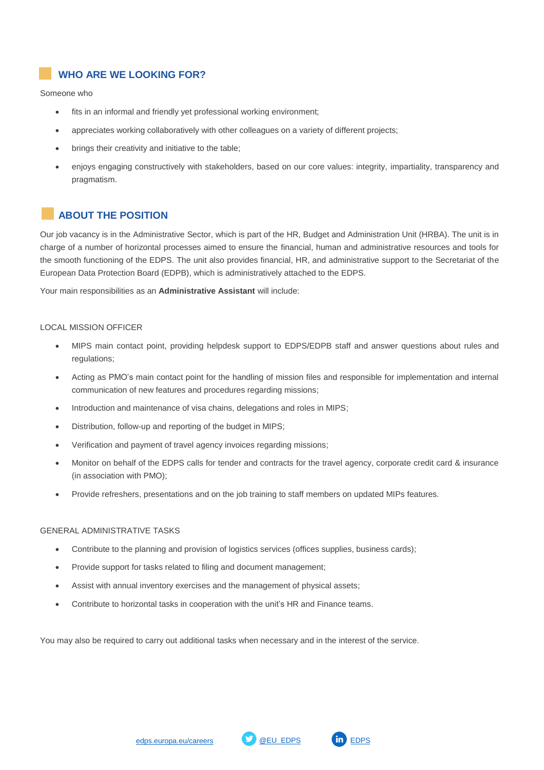## WHO ARE WE LOOKING FOR?

Someone who

- fits in an informal and friendly yet professional working environment;
- appreciates working collaboratively with other colleagues on a variety of different projects;
- brings their creativity and initiative to the table;
- enjoys engaging constructively with stakeholders, based on our core values: integrity, impartiality, transparency and pragmatism.

## ABOUT THE POSITION

Our job vacancy is in the Administrative Sector, which is part of the HR, Budget and Administration Unit (HRBA). The unit is in charge of a number of horizontal processes aimed to ensure the financial, human and administrative resources and tools for the smooth functioning of the EDPS. The unit also provides financial, HR, and administrative support to the Secretariat of the European Data Protection Board (EDPB), which is administratively attached to the EDPS.

Your main responsibilities as an **Administrative Assistant** will include:

LOCAL MISSION OFFICER

- MIPS main contact point, providing helpdesk support to EDPS/EDPB staff and answer questions about rules and regulations;
- Acting as PMO's main contact point for the handling of mission files and responsible for implementation and internal communication of new features and procedures regarding missions;
- Introduction and maintenance of visa chains, delegations and roles in MIPS;
- Distribution, follow-up and reporting of the budget in MIPS;
- Verification and payment of travel agency invoices regarding missions;
- Monitor on behalf of the EDPS calls for tender and contracts for the travel agency, corporate credit card & insurance (in association with PMO);
- Provide refreshers, presentations and on the job training to staff members on updated MIPs features.

GENERAL ADMINISTRATIVE TASKS

- Contribute to the planning and provision of logistics services (offices supplies, business cards);
- Provide support for tasks related to filing and document management;
- Assist with annual inventory exercises and the management of physical assets;
- Contribute to horizontal tasks in cooperation with the unit's HR and Finance teams.

You may also be required to carry out additional tasks when necessary and in the interest of the service.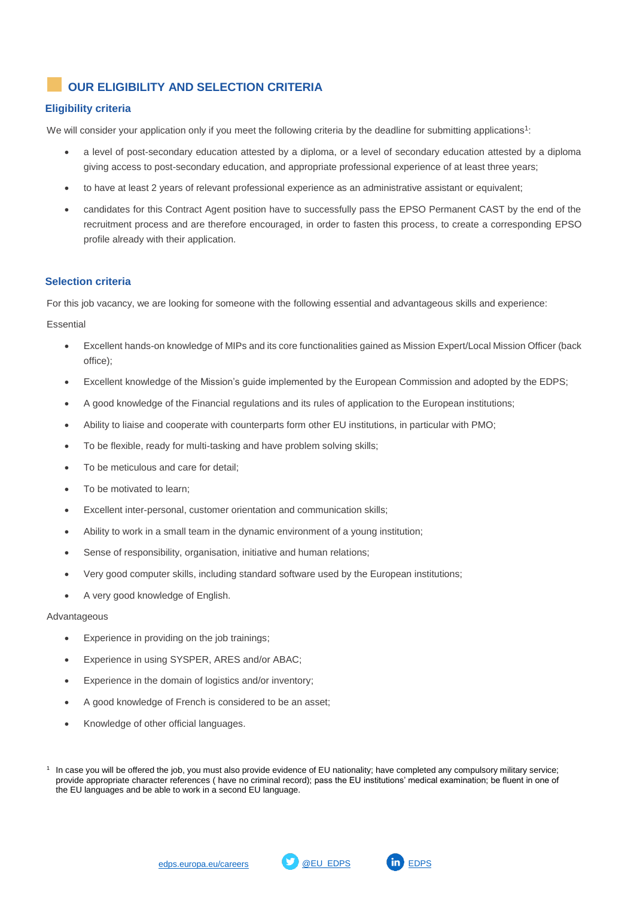## OUR ELIGIBILITY AND SELECTION CRITERIA

### Eligibility criteria

We will consider your application only if you meet the following criteria by the deadline for submitting applications[1]:

- a level of post-secondary education attested by a diploma, or a level of secondary education attested by a diploma giving access to post-secondary education, and appropriate professional experience of at least three years;
- to have at least 2 years of relevant professional experience as an administrative assistant or equivalent;
- candidates for this Contract Agent position have to successfully pass the EPSO Permanent CAST by the end of the recruitment process and are therefore encouraged, in order to fasten this process, to create a corresponding EPSO profile already with their application.

### Selection criteria

For this job vacancy, we are looking for someone with the following essential and advantageous skills and experience:

Essential

- Excellent hands-on knowledge of MIPs and its core functionalities gained as Mission Expert/Local Mission Officer (back office);
- Excellent knowledge of the Mission's guide implemented by the European Commission and adopted by the EDPS;
- A good knowledge of the Financial regulations and its rules of application to the European institutions;
- Ability to liaise and cooperate with counterparts form other EU institutions, in particular with PMO;
- To be flexible, ready for multi-tasking and have problem solving skills;
- To be meticulous and care for detail;
- To be motivated to learn;
- Excellent inter-personal, customer orientation and communication skills;
- Ability to work in a small team in the dynamic environment of a young institution;
- Sense of responsibility, organisation, initiative and human relations;
- Very good computer skills, including standard software used by the European institutions;
- A very good knowledge of English.

Advantageous

- Experience in providing on the job trainings;
- Experience in using SYSPER, ARES and/or ABAC;
- Experience in the domain of logistics and/or inventory;
- A good knowledge of French is considered to be an asset;
- Knowledge of other official languages.

[1] In case you will be offered the job, you must also provide evidence of EU nationality; have completed any compulsory military service; provide appropriate character references ( have no criminal record); pass the EU institutions' medical examination; be fluent in one of the EU languages and be able to work in a second EU language.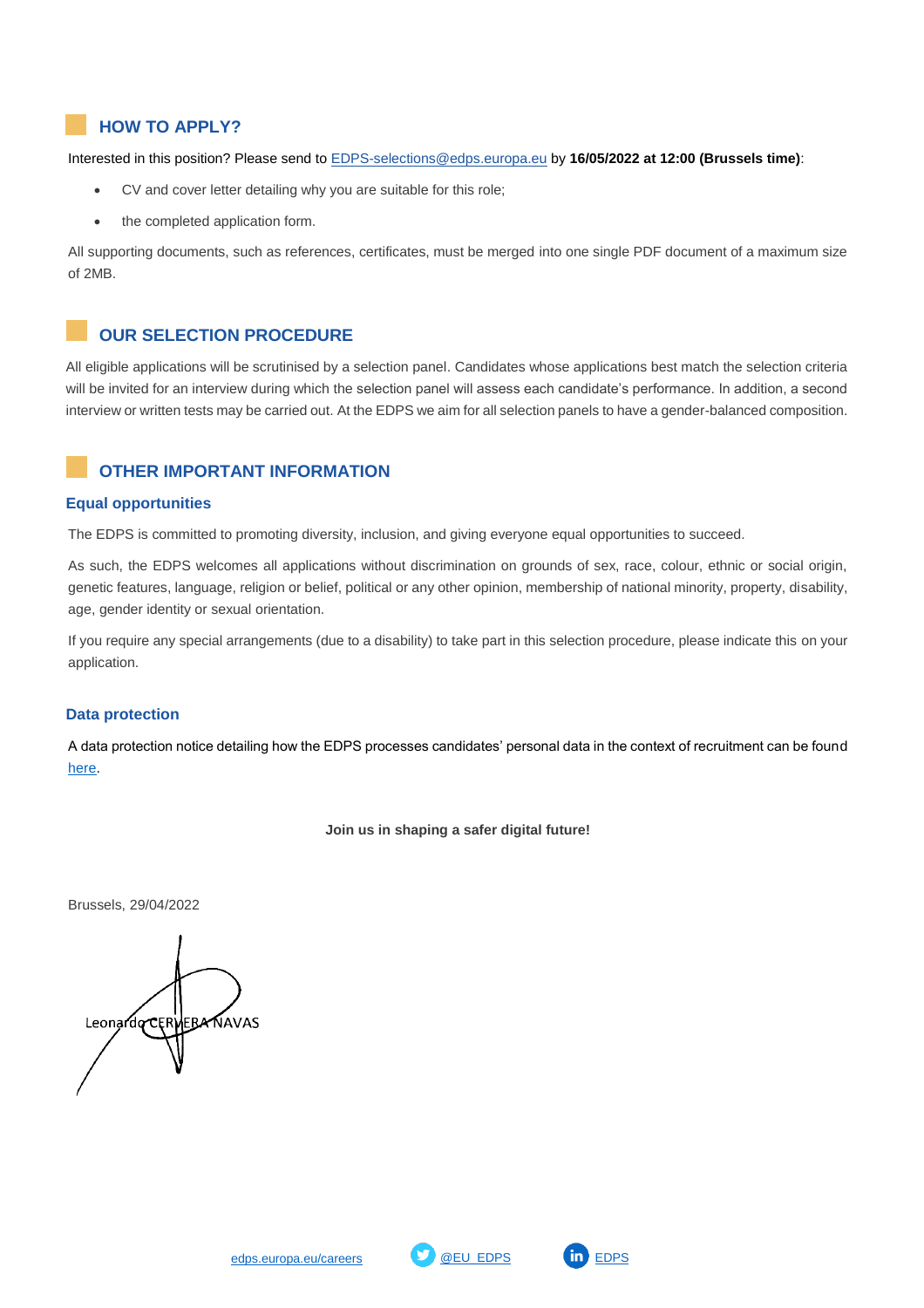## HOW TO APPLY?

Interested in this position? Please send to EDPS-selections@edps.europa.eu by **16/05/2022 at 12:00 (Brussels time)**:

- CV and cover letter detailing why you are suitable for this role;
- the completed application form.

All supporting documents, such as references, certificates, must be merged into one single PDF document of a maximum size of 2MB.

## OUR SELECTION PROCEDURE

All eligible applications will be scrutinised by a selection panel. Candidates whose applications best match the selection criteria will be invited for an interview during which the selection panel will assess each candidate's performance. In addition, a second interview or written tests may be carried out. At the EDPS we aim for all selection panels to have a gender-balanced composition.

## OTHER IMPORTANT INFORMATION

### Equal opportunities

The EDPS is committed to promoting diversity, inclusion, and giving everyone equal opportunities to succeed.

As such, the EDPS welcomes all applications without discrimination on grounds of sex, race, colour, ethnic or social origin, genetic features, language, religion or belief, political or any other opinion, membership of national minority, property, disability, age, gender identity or sexual orientation.

If you require any special arrangements (due to a disability) to take part in this selection procedure, please indicate this on your application.

### Data protection

A data protection notice detailing how the EDPS processes candidates' personal data in the context of recruitment can be found here.

**Join us in shaping a safer digital future!**

Brussels, 29/04/2022

Leonardo CERVERA NAVAS

edps.europa.eu/careers    @EU_EDPS    EDPS